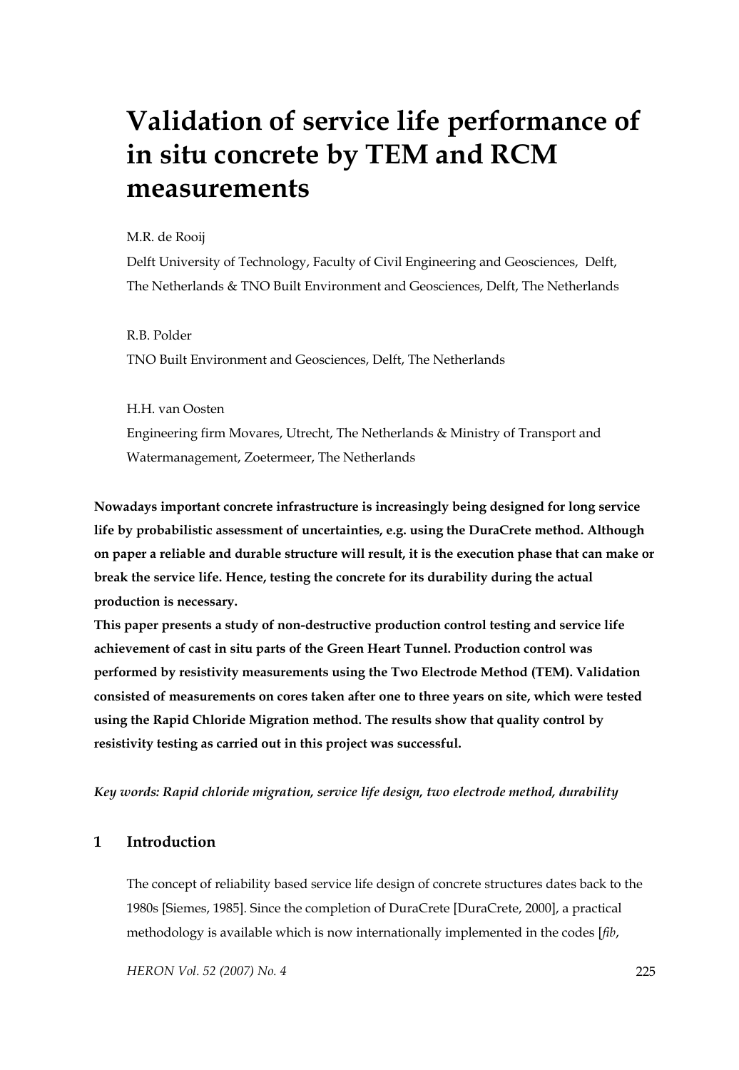# Validation of service life performance of in situ concrete by TEM and RCM measurements

M.R. de Rooij

Delft University of Technology, Faculty of Civil Engineering and Geosciences, Delft, The Netherlands & TNO Built Environment and Geosciences, Delft, The Netherlands

R.B. Polder

TNO Built Environment and Geosciences, Delft, The Netherlands

H.H. van Oosten

Engineering firm Movares, Utrecht, The Netherlands & Ministry of Transport and Watermanagement, Zoetermeer, The Netherlands

**Nowadays important concrete infrastructure is increasingly being designed for long service life by probabilistic assessment of uncertainties, e.g. using the DuraCrete method. Although on paper a reliable and durable structure will result, it is the execution phase that can make or break the service life. Hence, testing the concrete for its durability during the actual production is necessary.**

**This paper presents a study of non-destructive production control testing and service life achievement of cast in situ parts of the Green Heart Tunnel. Production control was performed by resistivity measurements using the Two Electrode Method (TEM). Validation consisted of measurements on cores taken after one to three years on site, which were tested using the Rapid Chloride Migration method. The results show that quality control by resistivity testing as carried out in this project was successful.**

*Key words: Rapid chloride migration, service life design, two electrode method, durability*

## 1 Introduction

The concept of reliability based service life design of concrete structures dates back to the 1980s [Siemes, 1985]. Since the completion of DuraCrete [DuraCrete, 2000], a practical methodology is available which is now internationally implemented in the codes [*fib*,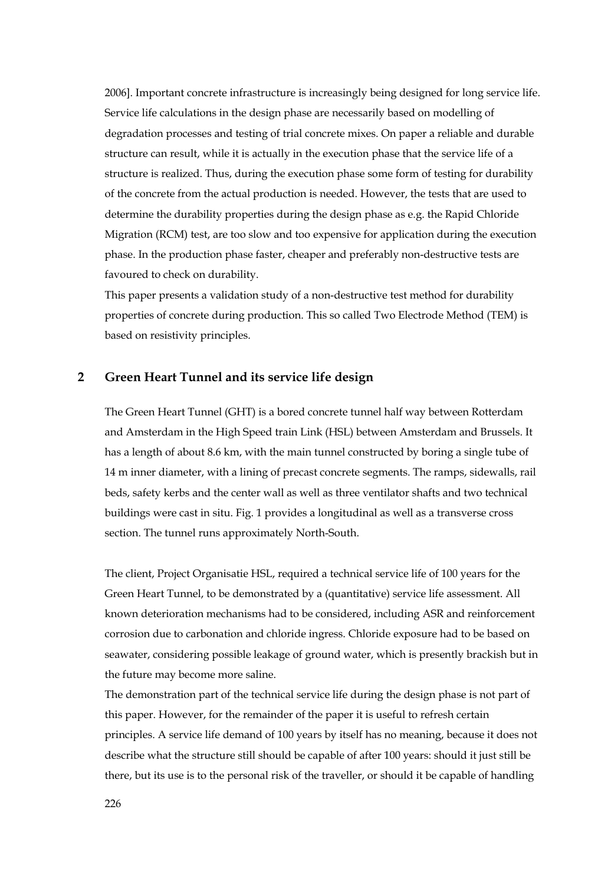2006]. Important concrete infrastructure is increasingly being designed for long service life. Service life calculations in the design phase are necessarily based on modelling of degradation processes and testing of trial concrete mixes. On paper a reliable and durable structure can result, while it is actually in the execution phase that the service life of a structure is realized. Thus, during the execution phase some form of testing for durability of the concrete from the actual production is needed. However, the tests that are used to determine the durability properties during the design phase as e.g. the Rapid Chloride Migration (RCM) test, are too slow and too expensive for application during the execution phase. In the production phase faster, cheaper and preferably non-destructive tests are favoured to check on durability.

This paper presents a validation study of a non-destructive test method for durability properties of concrete during production. This so called Two Electrode Method (TEM) is based on resistivity principles.

## 2 Green Heart Tunnel and its service life design

The Green Heart Tunnel (GHT) is a bored concrete tunnel half way between Rotterdam and Amsterdam in the High Speed train Link (HSL) between Amsterdam and Brussels. It has a length of about 8.6 km, with the main tunnel constructed by boring a single tube of 14 m inner diameter, with a lining of precast concrete segments. The ramps, sidewalls, rail beds, safety kerbs and the center wall as well as three ventilator shafts and two technical buildings were cast in situ. Fig. 1 provides a longitudinal as well as a transverse cross section. The tunnel runs approximately North-South.

The client, Project Organisatie HSL, required a technical service life of 100 years for the Green Heart Tunnel, to be demonstrated by a (quantitative) service life assessment. All known deterioration mechanisms had to be considered, including ASR and reinforcement corrosion due to carbonation and chloride ingress. Chloride exposure had to be based on seawater, considering possible leakage of ground water, which is presently brackish but in the future may become more saline.

The demonstration part of the technical service life during the design phase is not part of this paper. However, for the remainder of the paper it is useful to refresh certain principles. A service life demand of 100 years by itself has no meaning, because it does not describe what the structure still should be capable of after 100 years: should it just still be there, but its use is to the personal risk of the traveller, or should it be capable of handling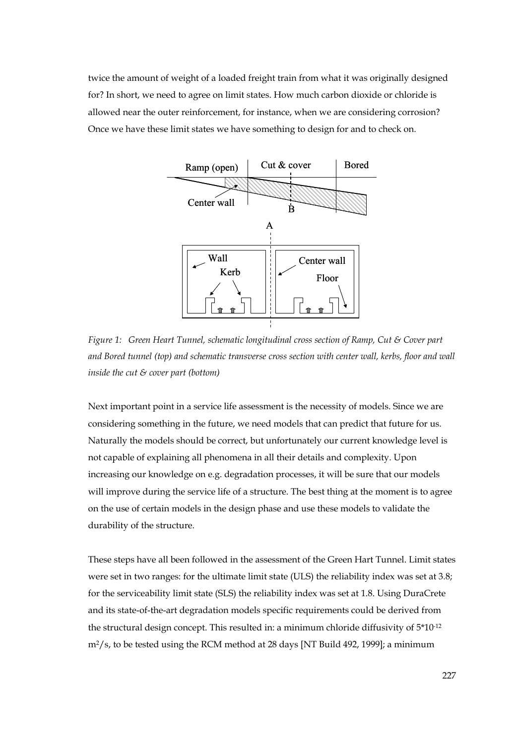twice the amount of weight of a loaded freight train from what it was originally designed for? In short, we need to agree on limit states. How much carbon dioxide or chloride is allowed near the outer reinforcement, for instance, when we are considering corrosion? Once we have these limit states we have something to design for and to check on.

*Figure 1: Green Heart Tunnel, schematic longitudinal cross section of Ramp, Cut & Cover part and Bored tunnel (top) and schematic transverse cross section with center wall, kerbs, floor and wall inside the cut & cover part (bottom)*

Next important point in a service life assessment is the necessity of models. Since we are considering something in the future, we need models that can predict that future for us. Naturally the models should be correct, but unfortunately our current knowledge level is not capable of explaining all phenomena in all their details and complexity. Upon increasing our knowledge on e.g. degradation processes, it will be sure that our models will improve during the service life of a structure. The best thing at the moment is to agree on the use of certain models in the design phase and use these models to validate the durability of the structure.

These steps have all been followed in the assessment of the Green Hart Tunnel. Limit states were set in two ranges: for the ultimate limit state (ULS) the reliability index was set at 3.8; for the serviceability limit state (SLS) the reliability index was set at 1.8. Using DuraCrete and its state-of-the-art degradation models specific requirements could be derived from the structural design concept. This resulted in: a minimum chloride diffusivity of $5*10^{-12}$ $m^2/s$, to be tested using the RCM method at 28 days [NT Build 492, 1999]; a minimum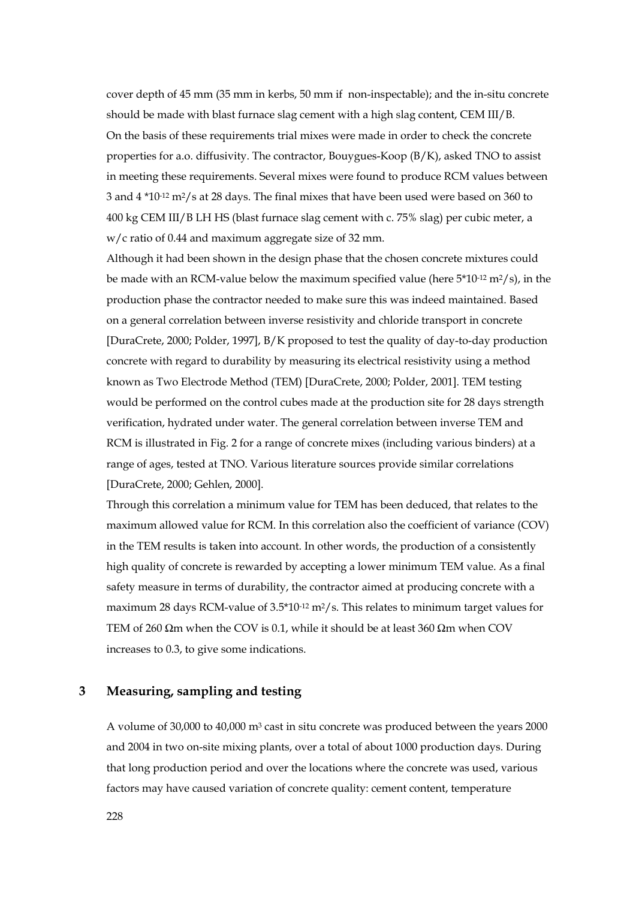cover depth of 45 mm (35 mm in kerbs, 50 mm if non-inspectable); and the in-situ concrete should be made with blast furnace slag cement with a high slag content, CEM III/B.

On the basis of these requirements trial mixes were made in order to check the concrete properties for a.o. diffusivity. The contractor, Bouygues-Koop (B/K), asked TNO to assist in meeting these requirements. Several mixes were found to produce RCM values between 3 and 4 $*10^{-12}$ $m^2/s$ at 28 days. The final mixes that have been used were based on 360 to 400 kg CEM III/B LH HS (blast furnace slag cement with c. 75% slag) per cubic meter, a w/c ratio of 0.44 and maximum aggregate size of 32 mm.

Although it had been shown in the design phase that the chosen concrete mixtures could be made with an RCM-value below the maximum specified value (here $5*10^{-12}$ $m^2/s$), in the production phase the contractor needed to make sure this was indeed maintained. Based on a general correlation between inverse resistivity and chloride transport in concrete [DuraCrete, 2000; Polder, 1997], B/K proposed to test the quality of day-to-day production concrete with regard to durability by measuring its electrical resistivity using a method known as Two Electrode Method (TEM) [DuraCrete, 2000; Polder, 2001]. TEM testing would be performed on the control cubes made at the production site for 28 days strength verification, hydrated under water. The general correlation between inverse TEM and RCM is illustrated in Fig. 2 for a range of concrete mixes (including various binders) at a range of ages, tested at TNO. Various literature sources provide similar correlations [DuraCrete, 2000; Gehlen, 2000].

Through this correlation a minimum value for TEM has been deduced, that relates to the maximum allowed value for RCM. In this correlation also the coefficient of variance (COV) in the TEM results is taken into account. In other words, the production of a consistently high quality of concrete is rewarded by accepting a lower minimum TEM value. As a final safety measure in terms of durability, the contractor aimed at producing concrete with a maximum 28 days RCM-value of $3.5*10^{-12}$ $m^2/s$. This relates to minimum target values for TEM of 260 Ωm when the COV is 0.1, while it should be at least 360 Ωm when COV increases to 0.3, to give some indications.

## 3 Measuring, sampling and testing

A volume of 30,000 to 40,000 $m^3$ cast in situ concrete was produced between the years 2000 and 2004 in two on-site mixing plants, over a total of about 1000 production days. During that long production period and over the locations where the concrete was used, various factors may have caused variation of concrete quality: cement content, temperature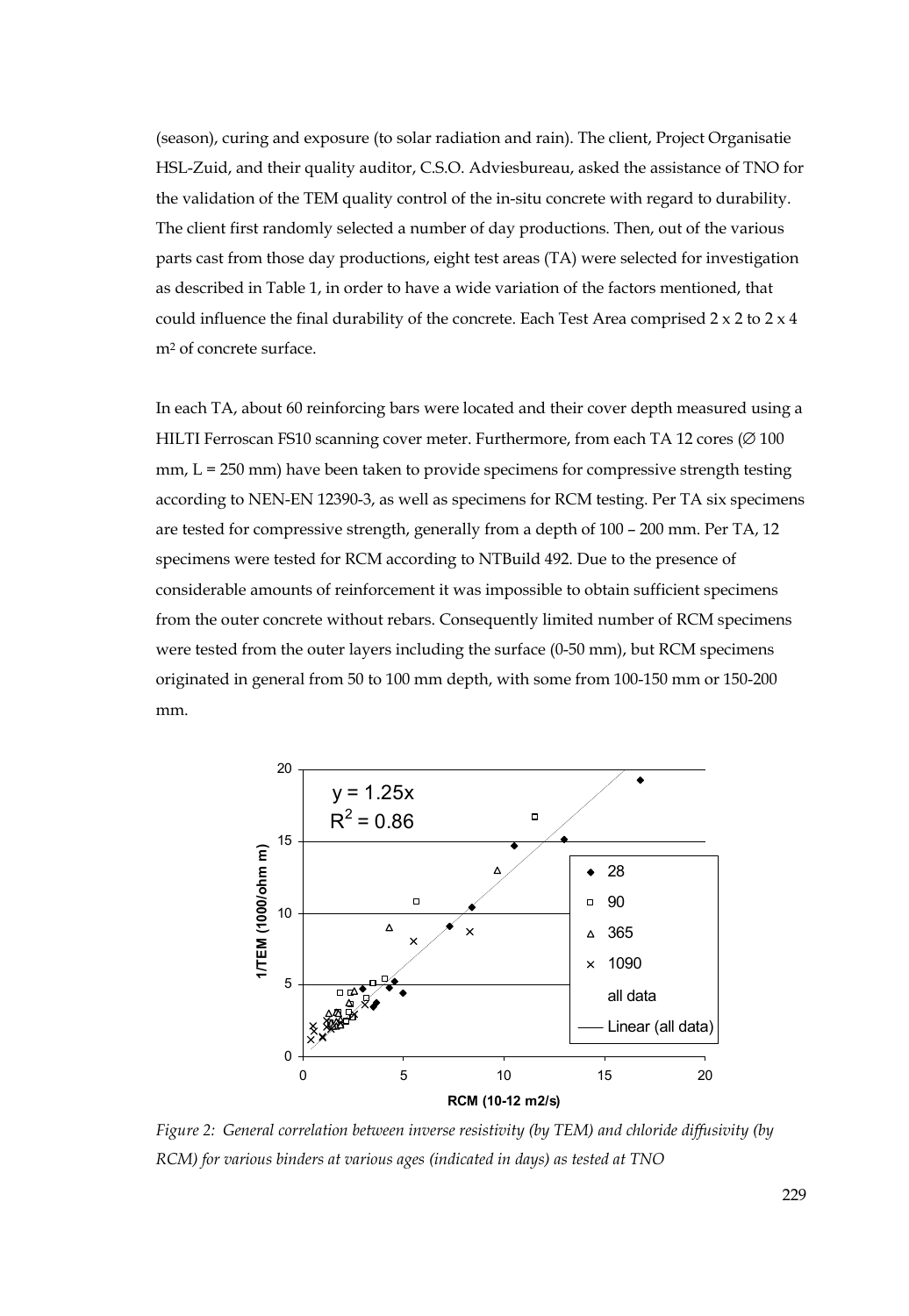(season), curing and exposure (to solar radiation and rain). The client, Project Organisatie HSL-Zuid, and their quality auditor, C.S.O. Adviesbureau, asked the assistance of TNO for the validation of the TEM quality control of the in-situ concrete with regard to durability. The client first randomly selected a number of day productions. Then, out of the various parts cast from those day productions, eight test areas (TA) were selected for investigation as described in Table 1, in order to have a wide variation of the factors mentioned, that could influence the final durability of the concrete. Each Test Area comprised 2 x 2 to 2 x 4 $m^2$ of concrete surface.

In each TA, about 60 reinforcing bars were located and their cover depth measured using a HILTI Ferroscan FS10 scanning cover meter. Furthermore, from each TA 12 cores (∅ 100 mm, L = 250 mm) have been taken to provide specimens for compressive strength testing according to NEN-EN 12390-3, as well as specimens for RCM testing. Per TA six specimens are tested for compressive strength, generally from a depth of 100 – 200 mm. Per TA, 12 specimens were tested for RCM according to NTBuild 492. Due to the presence of considerable amounts of reinforcement it was impossible to obtain sufficient specimens from the outer concrete without rebars. Consequently limited number of RCM specimens were tested from the outer layers including the surface (0-50 mm), but RCM specimens originated in general from 50 to 100 mm depth, with some from 100-150 mm or 150-200 mm.

*Figure 2: General correlation between inverse resistivity (by TEM) and chloride diffusivity (by RCM) for various binders at various ages (indicated in days) as tested at TNO*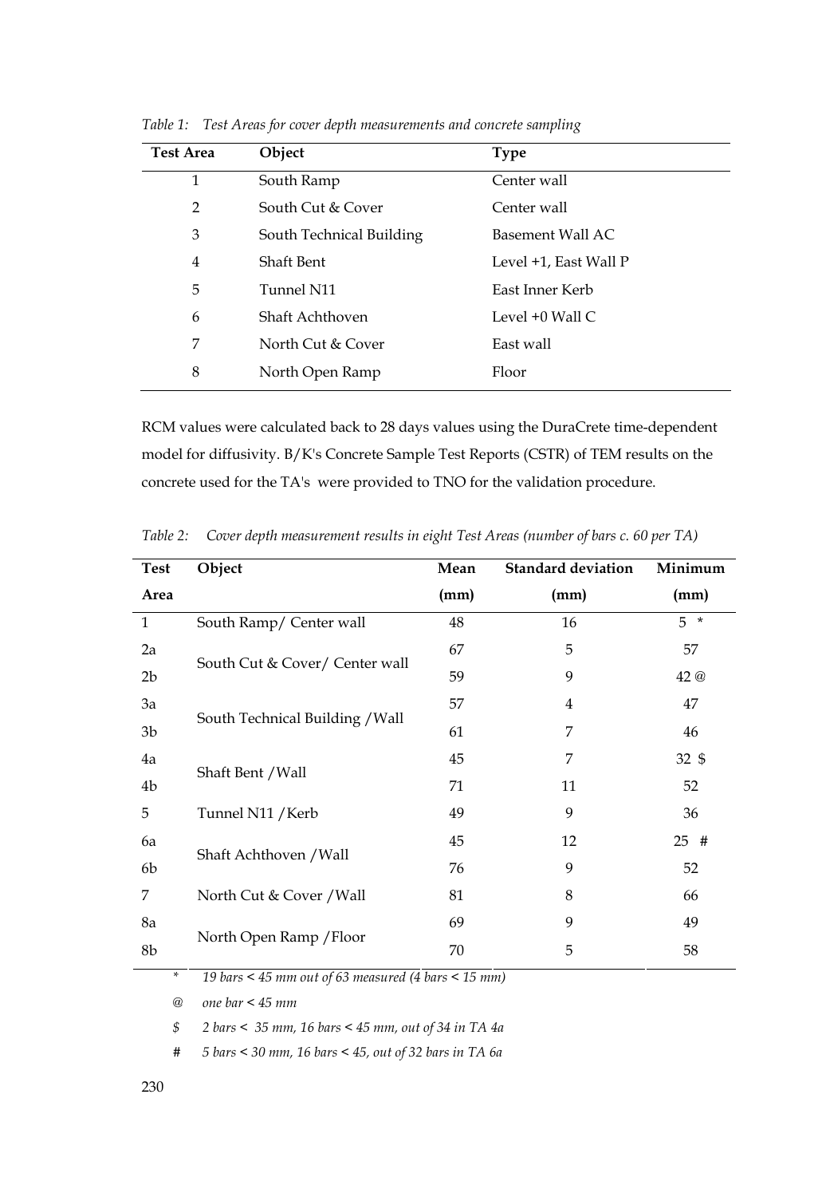*Table 1: Test Areas for cover depth measurements and concrete sampling*

| Test Area | Object | Type |
|---|---|---|
| 1 | South Ramp | Center wall |
| 2 | South Cut & Cover | Center wall |
| 3 | South Technical Building | Basement Wall AC |
| 4 | Shaft Bent | Level +1, East Wall P |
| 5 | Tunnel N11 | East Inner Kerb |
| 6 | Shaft Achthoven | Level +0 Wall C |
| 7 | North Cut & Cover | East wall |
| 8 | North Open Ramp | Floor |

RCM values were calculated back to 28 days values using the DuraCrete time-dependent model for diffusivity. B/K's Concrete Sample Test Reports (CSTR) of TEM results on the concrete used for the TA's were provided to TNO for the validation procedure.

*Table 2: Cover depth measurement results in eight Test Areas (number of bars c. 60 per TA)*

| Test Area | Object | Mean (mm) | Standard deviation (mm) | Minimum (mm) |
|---|---|---|---|---|
| 1 | South Ramp/ Center wall | 48 | 16 | 5 * |
| 2a | South Cut & Cover/ Center wall | 67 | 5 | 57 |
| 2b | | 59 | 9 | 42 @ |
| 3a | South Technical Building /Wall | 57 | 4 | 47 |
| 3b | | 61 | 7 | 46 |
| 4a | Shaft Bent /Wall | 45 | 7 | 32 $ |
| 4b | | 71 | 11 | 52 |
| 5 | Tunnel N11 /Kerb | 49 | 9 | 36 |
| 6a | Shaft Achthoven /Wall | 45 | 12 | 25 # |
| 6b | | 76 | 9 | 52 |
| 7 | North Cut & Cover /Wall | 81 | 8 | 66 |
| 8a | North Open Ramp /Floor | 69 | 9 | 49 |
| 8b | | 70 | 5 | 58 |

*\* 19 bars < 45 mm out of 63 measured (4 bars < 15 mm)*

*@ one bar < 45 mm*

*$ 2 bars < 35 mm, 16 bars < 45 mm, out of 34 in TA 4a*

*# 5 bars < 30 mm, 16 bars < 45, out of 32 bars in TA 6a*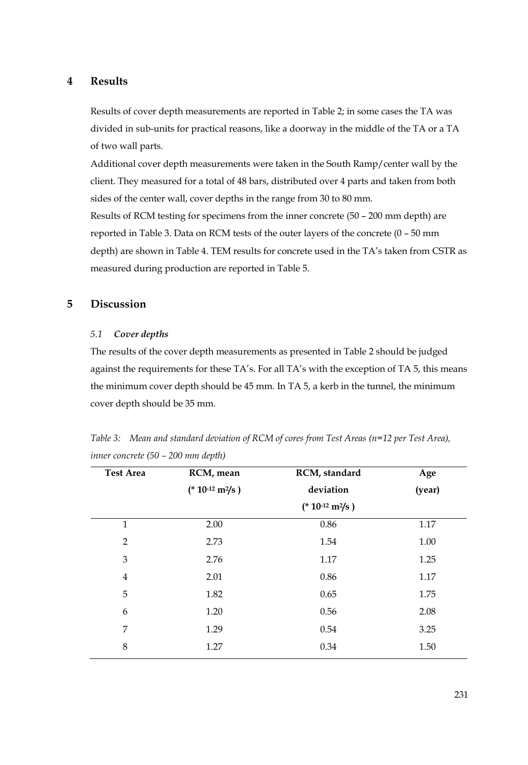## 4 Results

Results of cover depth measurements are reported in Table 2; in some cases the TA was divided in sub-units for practical reasons, like a doorway in the middle of the TA or a TA of two wall parts.

Additional cover depth measurements were taken in the South Ramp/center wall by the client. They measured for a total of 48 bars, distributed over 4 parts and taken from both sides of the center wall, cover depths in the range from 30 to 80 mm.

Results of RCM testing for specimens from the inner concrete (50 – 200 mm depth) are reported in Table 3. Data on RCM tests of the outer layers of the concrete (0 – 50 mm depth) are shown in Table 4. TEM results for concrete used in the TA's taken from CSTR as measured during production are reported in Table 5.

## 5 Discussion

### *5.1 Cover depths*

The results of the cover depth measurements as presented in Table 2 should be judged against the requirements for these TA's. For all TA's with the exception of TA 5, this means the minimum cover depth should be 45 mm. In TA 5, a kerb in the tunnel, the minimum cover depth should be 35 mm.

*Table 3: Mean and standard deviation of RCM of cores from Test Areas (n=12 per Test Area), inner concrete (50 – 200 mm depth)*

| Test Area | RCM, mean ($* 10^{-12}$ $m^2/s$ ) | RCM, standard deviation ($* 10^{-12}$ $m^2/s$ ) | Age (year) |
|---|---|---|---|
| 1 | 2.00 | 0.86 | 1.17 |
| 2 | 2.73 | 1.54 | 1.00 |
| 3 | 2.76 | 1.17 | 1.25 |
| 4 | 2.01 | 0.86 | 1.17 |
| 5 | 1.82 | 0.65 | 1.75 |
| 6 | 1.20 | 0.56 | 2.08 |
| 7 | 1.29 | 0.54 | 3.25 |
| 8 | 1.27 | 0.34 | 1.50 |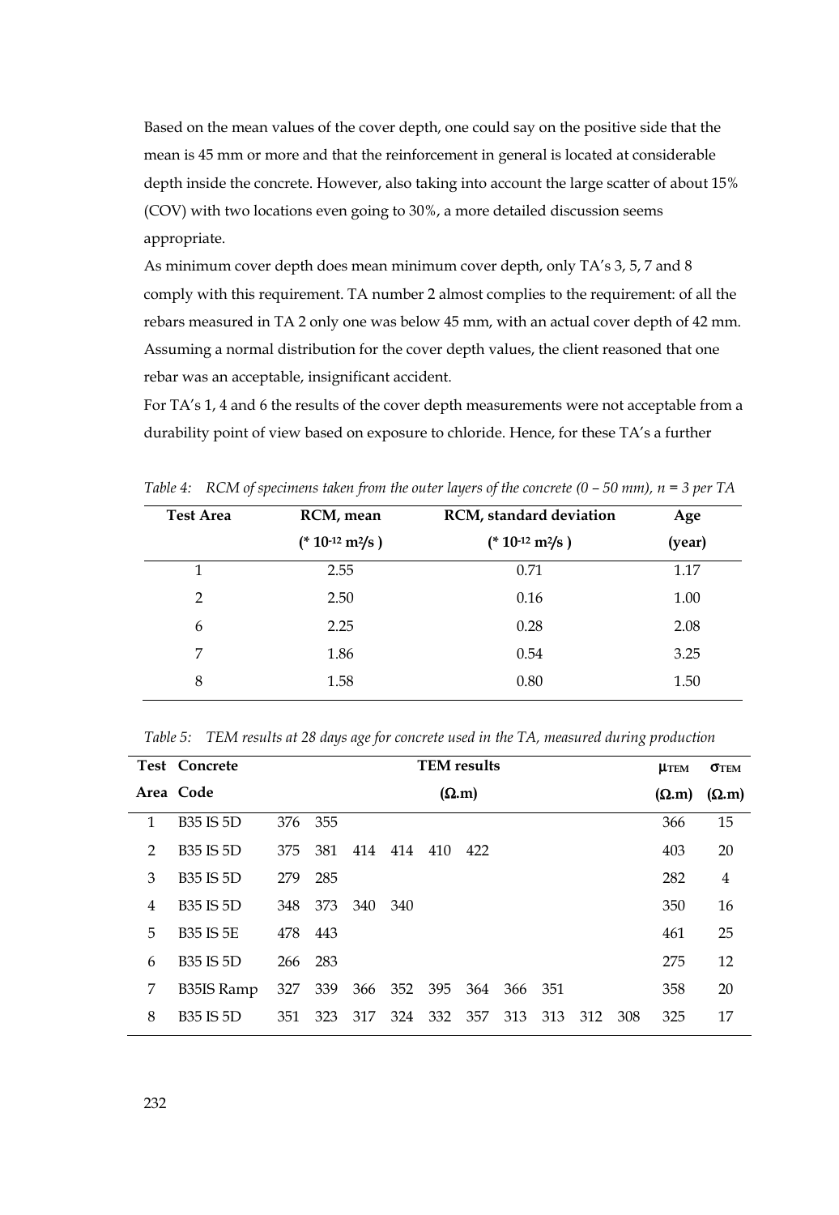Based on the mean values of the cover depth, one could say on the positive side that the mean is 45 mm or more and that the reinforcement in general is located at considerable depth inside the concrete. However, also taking into account the large scatter of about 15% (COV) with two locations even going to 30%, a more detailed discussion seems appropriate.

As minimum cover depth does mean minimum cover depth, only TA's 3, 5, 7 and 8 comply with this requirement. TA number 2 almost complies to the requirement: of all the rebars measured in TA 2 only one was below 45 mm, with an actual cover depth of 42 mm. Assuming a normal distribution for the cover depth values, the client reasoned that one rebar was an acceptable, insignificant accident.

For TA's 1, 4 and 6 the results of the cover depth measurements were not acceptable from a durability point of view based on exposure to chloride. Hence, for these TA's a further

*Table 4: RCM of specimens taken from the outer layers of the concrete (0 – 50 mm), n = 3 per TA*

| Test Area | RCM, mean ($* 10^{-12}$ m²/s) | RCM, standard deviation ($* 10^{-12}$ m²/s) | Age (year) |
|---|---|---|---|
| 1 | 2.55 | 0.71 | 1.17 |
| 2 | 2.50 | 0.16 | 1.00 |
| 6 | 2.25 | 0.28 | 2.08 |
| 7 | 1.86 | 0.54 | 3.25 |
| 8 | 1.58 | 0.80 | 1.50 |

*Table 5: TEM results at 28 days age for concrete used in the TA, measured during production*

| Test Area | Concrete Code | TEM results (Ω.m) | | | | | | | | | | $\mu_{TEM}$ (Ω.m) | $\sigma_{TEM}$ (Ω.m) |
|---|---|---|---|---|---|---|---|---|---|---|---|---|---|
| 1 | B35 IS 5D | 376 | 355 | | | | | | | | | 366 | 15 |
| 2 | B35 IS 5D | 375 | 381 | 414 | 414 | 410 | 422 | | | | | 403 | 20 |
| 3 | B35 IS 5D | 279 | 285 | | | | | | | | | 282 | 4 |
| 4 | B35 IS 5D | 348 | 373 | 340 | 340 | | | | | | | 350 | 16 |
| 5 | B35 IS 5E | 478 | 443 | | | | | | | | | 461 | 25 |
| 6 | B35 IS 5D | 266 | 283 | | | | | | | | | 275 | 12 |
| 7 | B35IS Ramp | 327 | 339 | 366 | 352 | 395 | 364 | 366 | 351 | | | 358 | 20 |
| 8 | B35 IS 5D | 351 | 323 | 317 | 324 | 332 | 357 | 313 | 313 | 312 | 308 | 325 | 17 |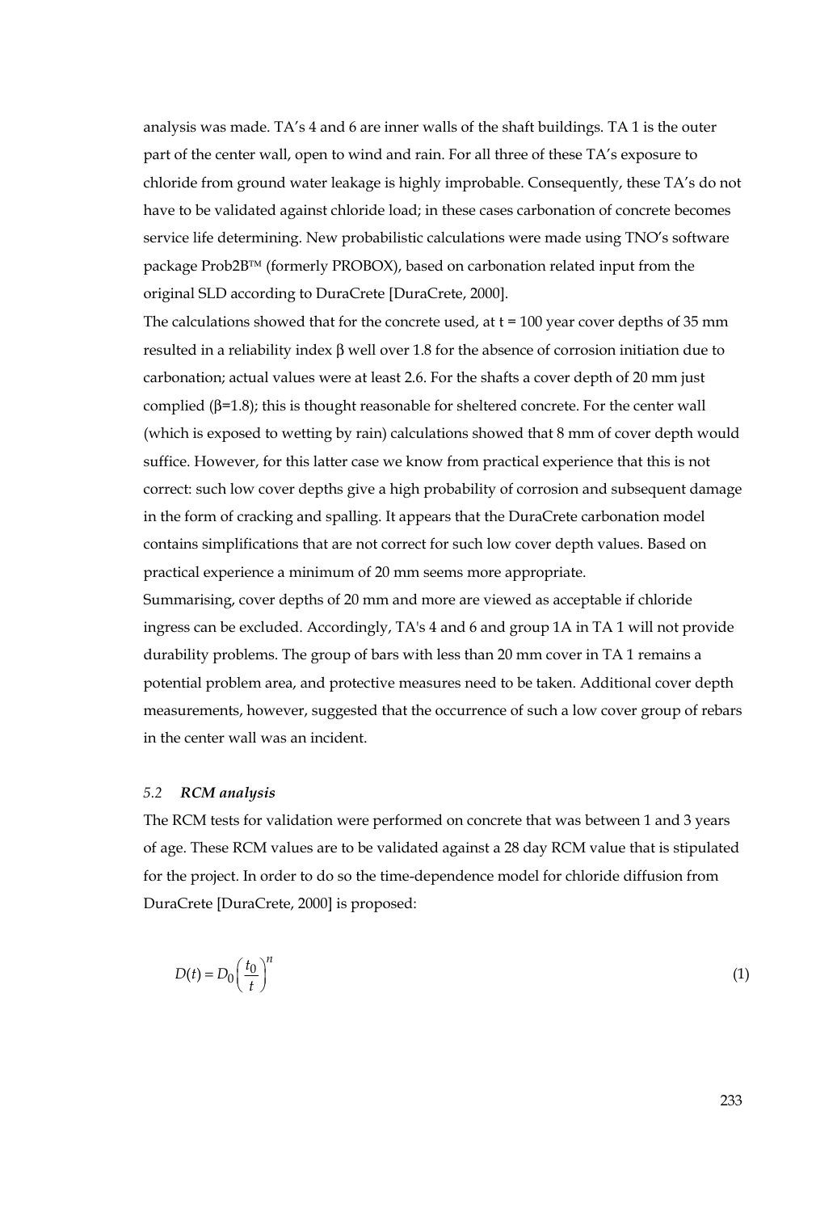analysis was made. TA's 4 and 6 are inner walls of the shaft buildings. TA 1 is the outer part of the center wall, open to wind and rain. For all three of these TA's exposure to chloride from ground water leakage is highly improbable. Consequently, these TA's do not have to be validated against chloride load; in these cases carbonation of concrete becomes service life determining. New probabilistic calculations were made using TNO's software package Prob2B™ (formerly PROBOX), based on carbonation related input from the original SLD according to DuraCrete [DuraCrete, 2000].

The calculations showed that for the concrete used, at t = 100 year cover depths of 35 mm resulted in a reliability index β well over 1.8 for the absence of corrosion initiation due to carbonation; actual values were at least 2.6. For the shafts a cover depth of 20 mm just complied (β=1.8); this is thought reasonable for sheltered concrete. For the center wall (which is exposed to wetting by rain) calculations showed that 8 mm of cover depth would suffice. However, for this latter case we know from practical experience that this is not correct: such low cover depths give a high probability of corrosion and subsequent damage in the form of cracking and spalling. It appears that the DuraCrete carbonation model contains simplifications that are not correct for such low cover depth values. Based on practical experience a minimum of 20 mm seems more appropriate.

Summarising, cover depths of 20 mm and more are viewed as acceptable if chloride ingress can be excluded. Accordingly, TA's 4 and 6 and group 1A in TA 1 will not provide durability problems. The group of bars with less than 20 mm cover in TA 1 remains a potential problem area, and protective measures need to be taken. Additional cover depth measurements, however, suggested that the occurrence of such a low cover group of rebars in the center wall was an incident.

### 5.2 *RCM analysis*

The RCM tests for validation were performed on concrete that was between 1 and 3 years of age. These RCM values are to be validated against a 28 day RCM value that is stipulated for the project. In order to do so the time-dependence model for chloride diffusion from DuraCrete [DuraCrete, 2000] is proposed:

$$D(t) = D_0 \left( \frac{t_0}{t} \right)^n \tag{1}$$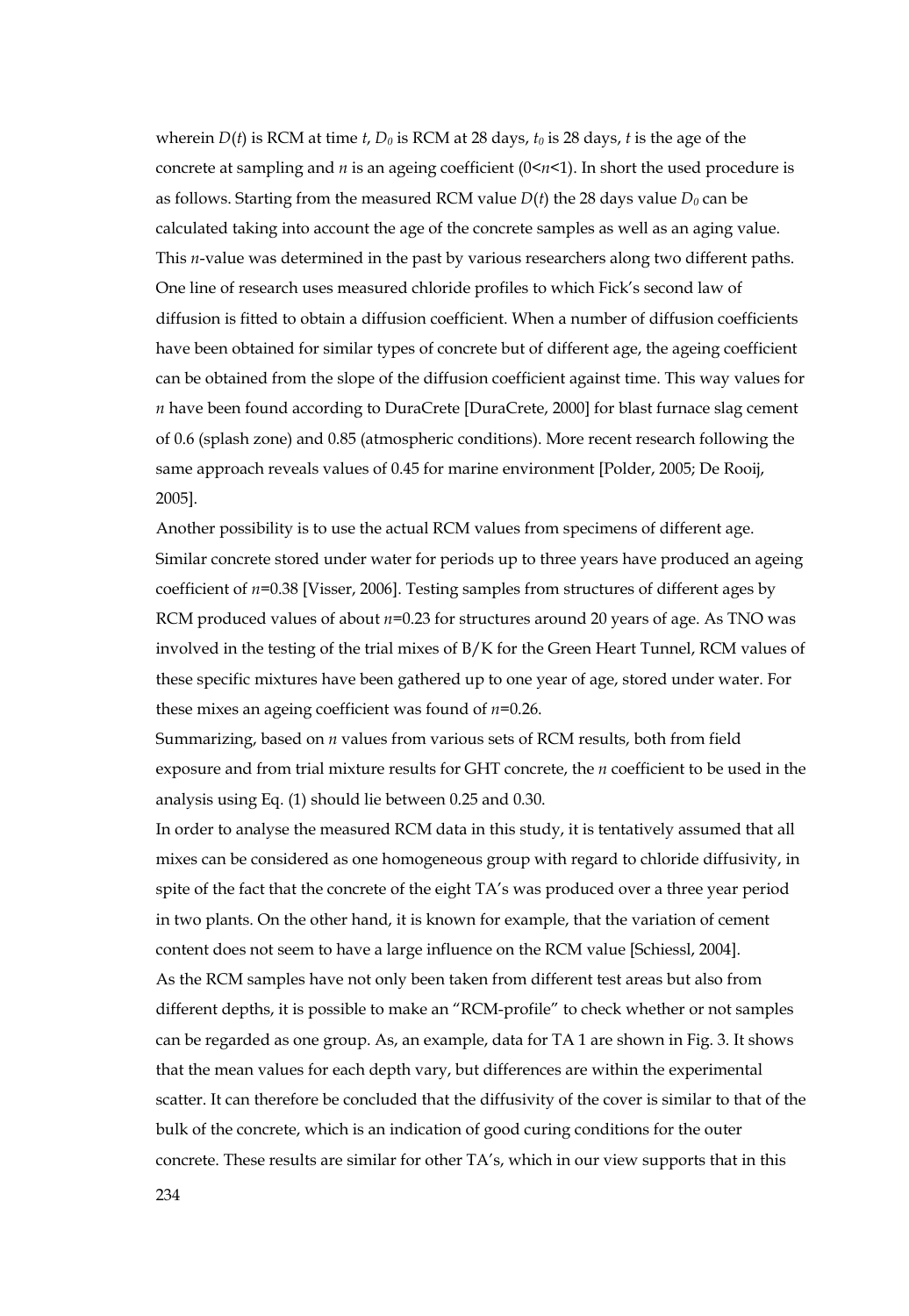wherein $D(t)$ is RCM at time $t$, $D_0$ is RCM at 28 days, $t_0$ is 28 days, $t$ is the age of the concrete at sampling and $n$ is an ageing coefficient ($0<n<1$). In short the used procedure is as follows. Starting from the measured RCM value $D(t)$ the 28 days value $D_0$ can be calculated taking into account the age of the concrete samples as well as an aging value. This $n$-value was determined in the past by various researchers along two different paths. One line of research uses measured chloride profiles to which Fick's second law of diffusion is fitted to obtain a diffusion coefficient. When a number of diffusion coefficients have been obtained for similar types of concrete but of different age, the ageing coefficient can be obtained from the slope of the diffusion coefficient against time. This way values for $n$ have been found according to DuraCrete [DuraCrete, 2000] for blast furnace slag cement of 0.6 (splash zone) and 0.85 (atmospheric conditions). More recent research following the same approach reveals values of 0.45 for marine environment [Polder, 2005; De Rooij, 2005].

Another possibility is to use the actual RCM values from specimens of different age. Similar concrete stored under water for periods up to three years have produced an ageing coefficient of $n=0.38$ [Visser, 2006]. Testing samples from structures of different ages by RCM produced values of about $n=0.23$ for structures around 20 years of age. As TNO was involved in the testing of the trial mixes of B/K for the Green Heart Tunnel, RCM values of these specific mixtures have been gathered up to one year of age, stored under water. For these mixes an ageing coefficient was found of $n=0.26$.

Summarizing, based on $n$ values from various sets of RCM results, both from field exposure and from trial mixture results for GHT concrete, the $n$ coefficient to be used in the analysis using Eq. (1) should lie between 0.25 and 0.30.

In order to analyse the measured RCM data in this study, it is tentatively assumed that all mixes can be considered as one homogeneous group with regard to chloride diffusivity, in spite of the fact that the concrete of the eight TA's was produced over a three year period in two plants. On the other hand, it is known for example, that the variation of cement content does not seem to have a large influence on the RCM value [Schiessl, 2004].

As the RCM samples have not only been taken from different test areas but also from different depths, it is possible to make an "RCM-profile" to check whether or not samples can be regarded as one group. As, an example, data for TA 1 are shown in Fig. 3. It shows that the mean values for each depth vary, but differences are within the experimental scatter. It can therefore be concluded that the diffusivity of the cover is similar to that of the bulk of the concrete, which is an indication of good curing conditions for the outer concrete. These results are similar for other TA's, which in our view supports that in this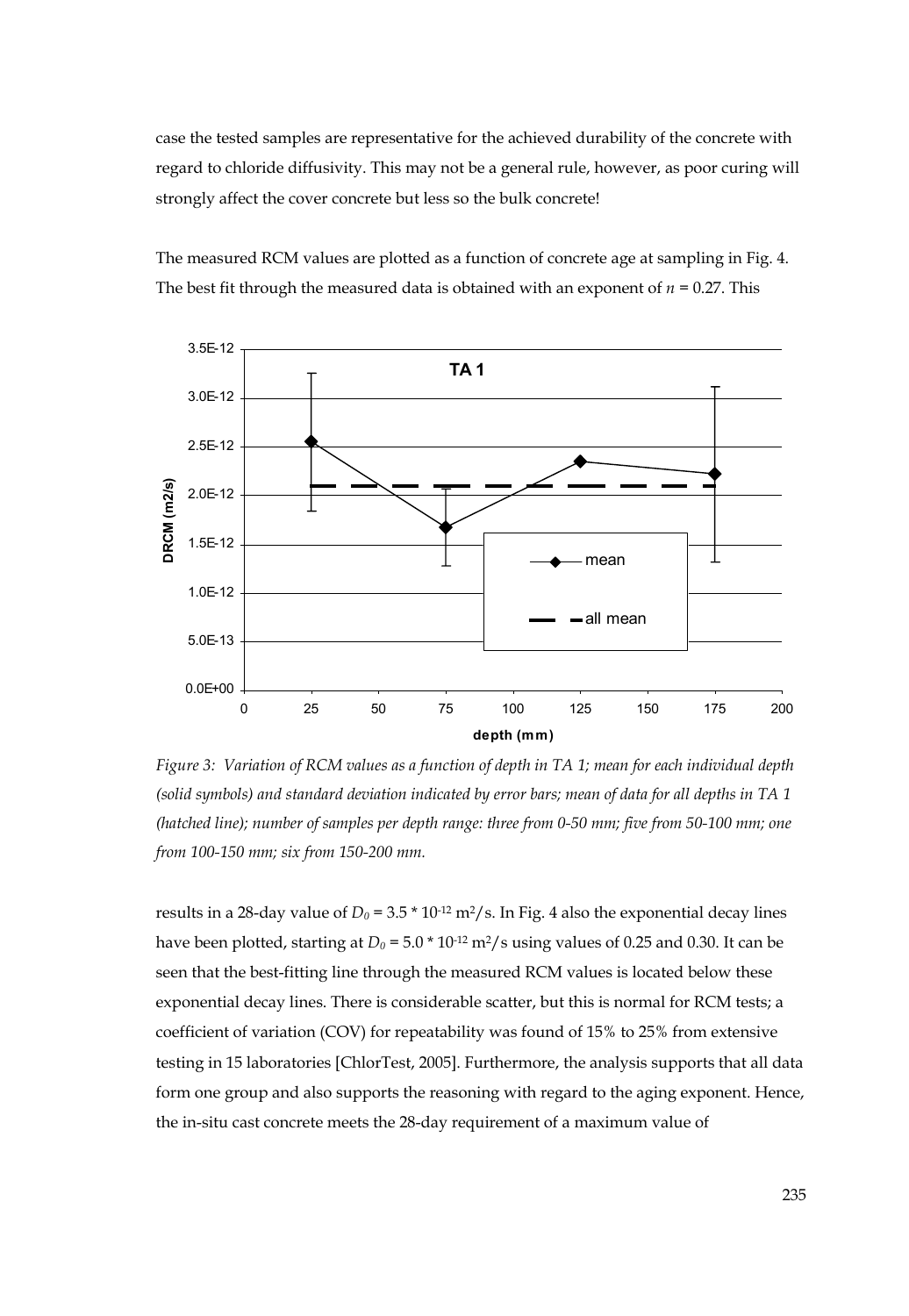case the tested samples are representative for the achieved durability of the concrete with regard to chloride diffusivity. This may not be a general rule, however, as poor curing will strongly affect the cover concrete but less so the bulk concrete!

The measured RCM values are plotted as a function of concrete age at sampling in Fig. 4. The best fit through the measured data is obtained with an exponent of $n = 0.27$. This

*Figure 3: Variation of RCM values as a function of depth in TA 1; mean for each individual depth (solid symbols) and standard deviation indicated by error bars; mean of data for all depths in TA 1 (hatched line); number of samples per depth range: three from 0-50 mm; five from 50-100 mm; one from 100-150 mm; six from 150-200 mm.*

results in a 28-day value of $D_0 = 3.5 * 10^{-12}$ m$^2$/s. In Fig. 4 also the exponential decay lines have been plotted, starting at $D_0 = 5.0 * 10^{-12}$ m$^2$/s using values of 0.25 and 0.30. It can be seen that the best-fitting line through the measured RCM values is located below these exponential decay lines. There is considerable scatter, but this is normal for RCM tests; a coefficient of variation (COV) for repeatability was found of 15% to 25% from extensive testing in 15 laboratories [ChlorTest, 2005]. Furthermore, the analysis supports that all data form one group and also supports the reasoning with regard to the aging exponent. Hence, the in-situ cast concrete meets the 28-day requirement of a maximum value of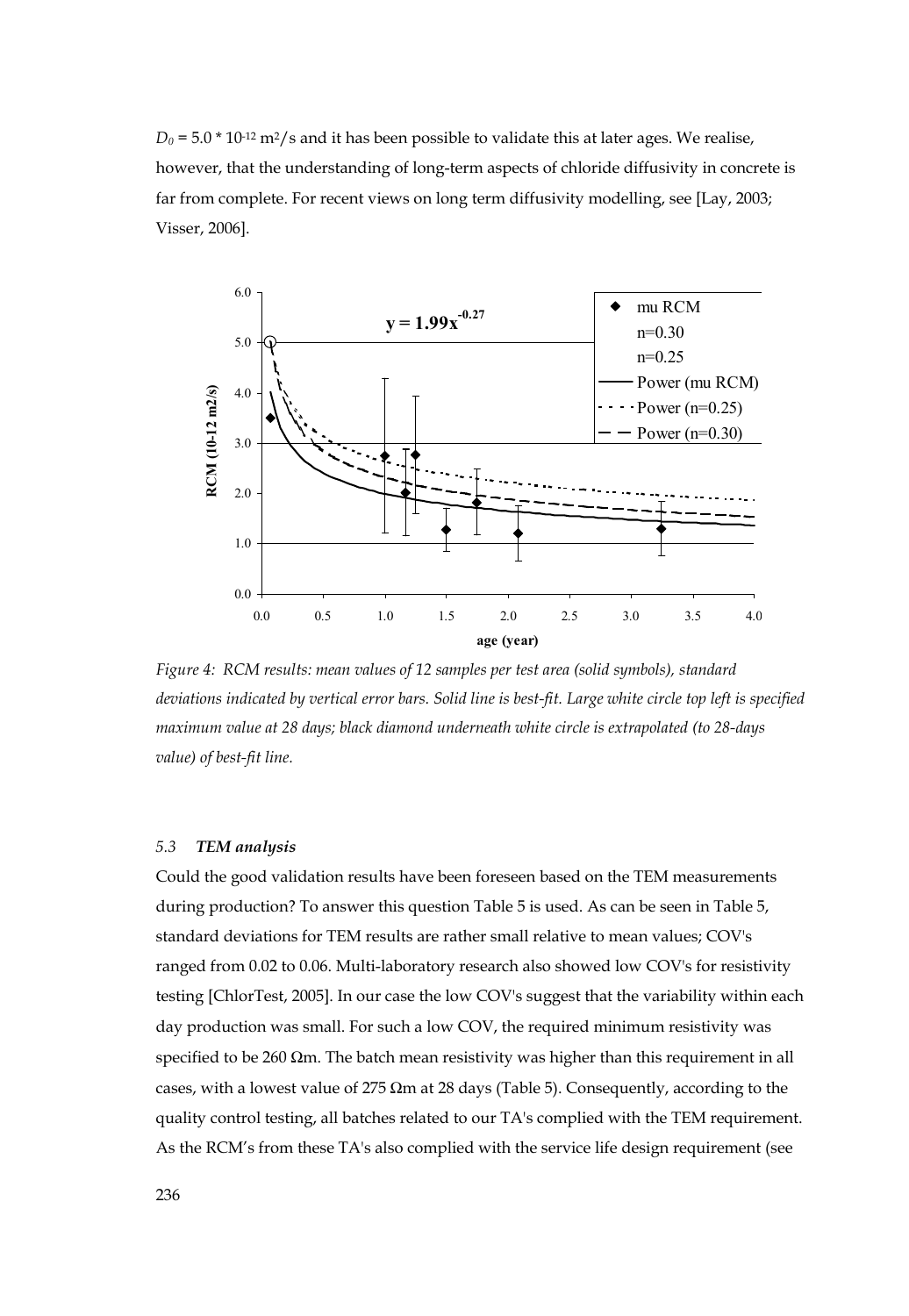$D_0 = 5.0 * 10^{-12}$ m²/s and it has been possible to validate this at later ages. We realise, however, that the understanding of long-term aspects of chloride diffusivity in concrete is far from complete. For recent views on long term diffusivity modelling, see [Lay, 2003; Visser, 2006].

*Figure 4: RCM results: mean values of 12 samples per test area (solid symbols), standard deviations indicated by vertical error bars. Solid line is best-fit. Large white circle top left is specified maximum value at 28 days; black diamond underneath white circle is extrapolated (to 28-days value) of best-fit line.*

### 5.3 *TEM analysis*

Could the good validation results have been foreseen based on the TEM measurements during production? To answer this question Table 5 is used. As can be seen in Table 5, standard deviations for TEM results are rather small relative to mean values; COV's ranged from 0.02 to 0.06. Multi-laboratory research also showed low COV's for resistivity testing [ChlorTest, 2005]. In our case the low COV's suggest that the variability within each day production was small. For such a low COV, the required minimum resistivity was specified to be 260 Ωm. The batch mean resistivity was higher than this requirement in all cases, with a lowest value of 275 Ωm at 28 days (Table 5). Consequently, according to the quality control testing, all batches related to our TA's complied with the TEM requirement. As the RCM's from these TA's also complied with the service life design requirement (see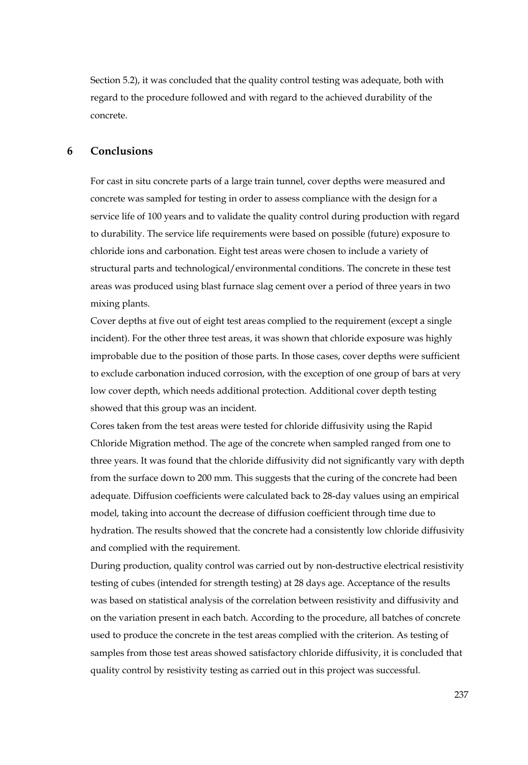Section 5.2), it was concluded that the quality control testing was adequate, both with regard to the procedure followed and with regard to the achieved durability of the concrete.

## 6 Conclusions

For cast in situ concrete parts of a large train tunnel, cover depths were measured and concrete was sampled for testing in order to assess compliance with the design for a service life of 100 years and to validate the quality control during production with regard to durability. The service life requirements were based on possible (future) exposure to chloride ions and carbonation. Eight test areas were chosen to include a variety of structural parts and technological/environmental conditions. The concrete in these test areas was produced using blast furnace slag cement over a period of three years in two mixing plants.

Cover depths at five out of eight test areas complied to the requirement (except a single incident). For the other three test areas, it was shown that chloride exposure was highly improbable due to the position of those parts. In those cases, cover depths were sufficient to exclude carbonation induced corrosion, with the exception of one group of bars at very low cover depth, which needs additional protection. Additional cover depth testing showed that this group was an incident.

Cores taken from the test areas were tested for chloride diffusivity using the Rapid Chloride Migration method. The age of the concrete when sampled ranged from one to three years. It was found that the chloride diffusivity did not significantly vary with depth from the surface down to 200 mm. This suggests that the curing of the concrete had been adequate. Diffusion coefficients were calculated back to 28-day values using an empirical model, taking into account the decrease of diffusion coefficient through time due to hydration. The results showed that the concrete had a consistently low chloride diffusivity and complied with the requirement.

During production, quality control was carried out by non-destructive electrical resistivity testing of cubes (intended for strength testing) at 28 days age. Acceptance of the results was based on statistical analysis of the correlation between resistivity and diffusivity and on the variation present in each batch. According to the procedure, all batches of concrete used to produce the concrete in the test areas complied with the criterion. As testing of samples from those test areas showed satisfactory chloride diffusivity, it is concluded that quality control by resistivity testing as carried out in this project was successful.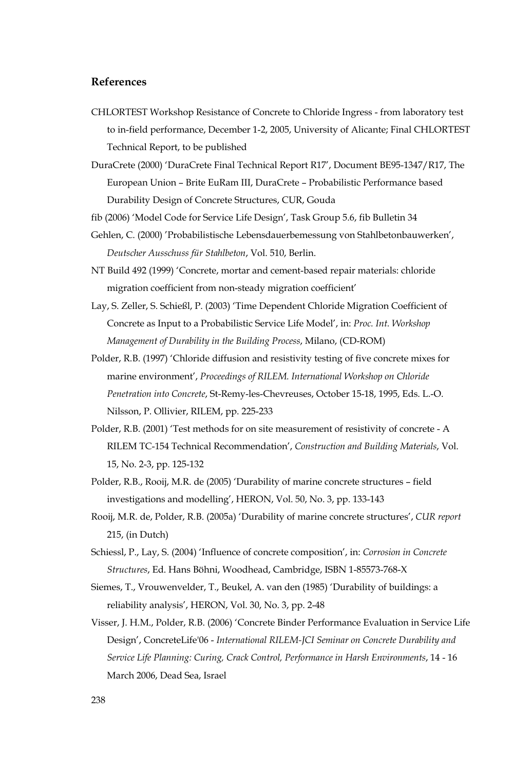## References

CHLORTEST Workshop Resistance of Concrete to Chloride Ingress - from laboratory test to in-field performance, December 1-2, 2005, University of Alicante; Final CHLORTEST Technical Report, to be published

DuraCrete (2000) 'DuraCrete Final Technical Report R17', Document BE95-1347/R17, The European Union – Brite EuRam III, DuraCrete – Probabilistic Performance based Durability Design of Concrete Structures, CUR, Gouda

fib (2006) 'Model Code for Service Life Design', Task Group 5.6, fib Bulletin 34

Gehlen, C. (2000) 'Probabilistische Lebensdauerbemessung von Stahlbetonbauwerken', *Deutscher Ausschuss für Stahlbeton*, Vol. 510, Berlin.

NT Build 492 (1999) 'Concrete, mortar and cement-based repair materials: chloride migration coefficient from non-steady migration coefficient'

Lay, S. Zeller, S. Schießl, P. (2003) 'Time Dependent Chloride Migration Coefficient of Concrete as Input to a Probabilistic Service Life Model', in: *Proc. Int. Workshop Management of Durability in the Building Process*, Milano, (CD-ROM)

Polder, R.B. (1997) 'Chloride diffusion and resistivity testing of five concrete mixes for marine environment', *Proceedings of RILEM. International Workshop on Chloride Penetration into Concrete*, St-Remy-les-Chevreuses, October 15-18, 1995, Eds. L.-O. Nilsson, P. Ollivier, RILEM, pp. 225-233

Polder, R.B. (2001) 'Test methods for on site measurement of resistivity of concrete - A RILEM TC-154 Technical Recommendation', *Construction and Building Materials*, Vol. 15, No. 2-3, pp. 125-132

Polder, R.B., Rooij, M.R. de (2005) 'Durability of marine concrete structures – field investigations and modelling', HERON, Vol. 50, No. 3, pp. 133-143

Rooij, M.R. de, Polder, R.B. (2005a) 'Durability of marine concrete structures', *CUR report* 215, (in Dutch)

Schiessl, P., Lay, S. (2004) 'Influence of concrete composition', in: *Corrosion in Concrete Structures*, Ed. Hans Böhni, Woodhead, Cambridge, ISBN 1-85573-768-X

Siemes, T., Vrouwenvelder, T., Beukel, A. van den (1985) 'Durability of buildings: a reliability analysis', HERON, Vol. 30, No. 3, pp. 2-48

Visser, J. H.M., Polder, R.B. (2006) 'Concrete Binder Performance Evaluation in Service Life Design', ConcreteLife'06 - *International RILEM-JCI Seminar on Concrete Durability and Service Life Planning: Curing, Crack Control, Performance in Harsh Environments*, 14 - 16 March 2006, Dead Sea, Israel